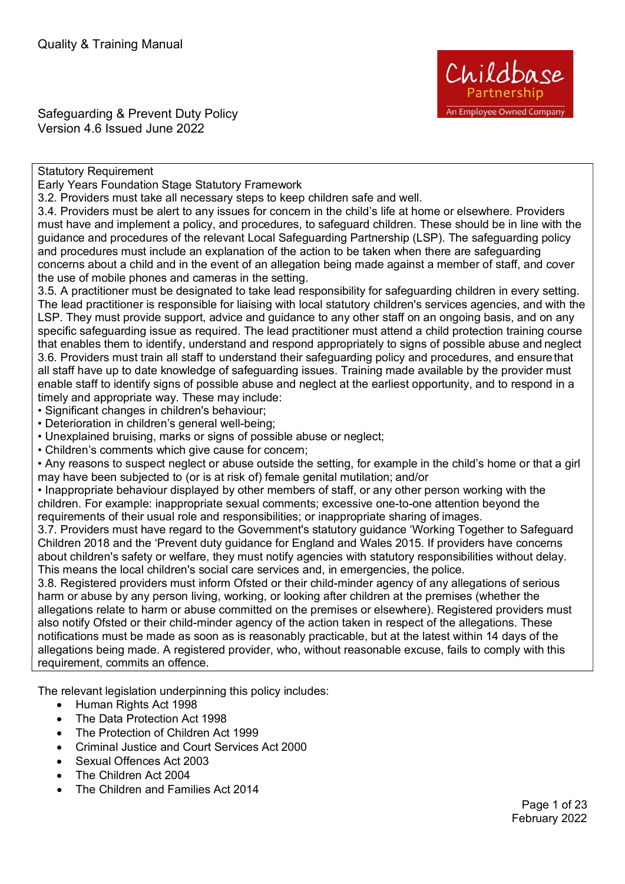Quality & Training Manual

Safeguarding & Prevent Duty Policy
Version 4.6 Issued June 2022

Statutory Requirement
Early Years Foundation Stage Statutory Framework
3.2. Providers must take all necessary steps to keep children safe and well.
3.4. Providers must be alert to any issues for concern in the child's life at home or elsewhere. Providers must have and implement a policy, and procedures, to safeguard children. These should be in line with the guidance and procedures of the relevant Local Safeguarding Partnership (LSP). The safeguarding policy and procedures must include an explanation of the action to be taken when there are safeguarding concerns about a child and in the event of an allegation being made against a member of staff, and cover the use of mobile phones and cameras in the setting.
3.5. A practitioner must be designated to take lead responsibility for safeguarding children in every setting. The lead practitioner is responsible for liaising with local statutory children's services agencies, and with the LSP. They must provide support, advice and guidance to any other staff on an ongoing basis, and on any specific safeguarding issue as required. The lead practitioner must attend a child protection training course that enables them to identify, understand and respond appropriately to signs of possible abuse and neglect
3.6. Providers must train all staff to understand their safeguarding policy and procedures, and ensure that all staff have up to date knowledge of safeguarding issues. Training made available by the provider must enable staff to identify signs of possible abuse and neglect at the earliest opportunity, and to respond in a timely and appropriate way. These may include:
• Significant changes in children's behaviour;
• Deterioration in children's general well-being;
• Unexplained bruising, marks or signs of possible abuse or neglect;
• Children's comments which give cause for concern;
• Any reasons to suspect neglect or abuse outside the setting, for example in the child's home or that a girl may have been subjected to (or is at risk of) female genital mutilation; and/or
• Inappropriate behaviour displayed by other members of staff, or any other person working with the children. For example: inappropriate sexual comments; excessive one-to-one attention beyond the requirements of their usual role and responsibilities; or inappropriate sharing of images.
3.7. Providers must have regard to the Government's statutory guidance 'Working Together to Safeguard Children 2018 and the 'Prevent duty guidance for England and Wales 2015. If providers have concerns about children's safety or welfare, they must notify agencies with statutory responsibilities without delay. This means the local children's social care services and, in emergencies, the police.
3.8. Registered providers must inform Ofsted or their child-minder agency of any allegations of serious harm or abuse by any person living, working, or looking after children at the premises (whether the allegations relate to harm or abuse committed on the premises or elsewhere). Registered providers must also notify Ofsted or their child-minder agency of the action taken in respect of the allegations. These notifications must be made as soon as is reasonably practicable, but at the latest within 14 days of the allegations being made. A registered provider, who, without reasonable excuse, fails to comply with this requirement, commits an offence.

The relevant legislation underpinning this policy includes:

- Human Rights Act 1998
- The Data Protection Act 1998
- The Protection of Children Act 1999
- Criminal Justice and Court Services Act 2000
- Sexual Offences Act 2003
- The Children Act 2004
- The Children and Families Act 2014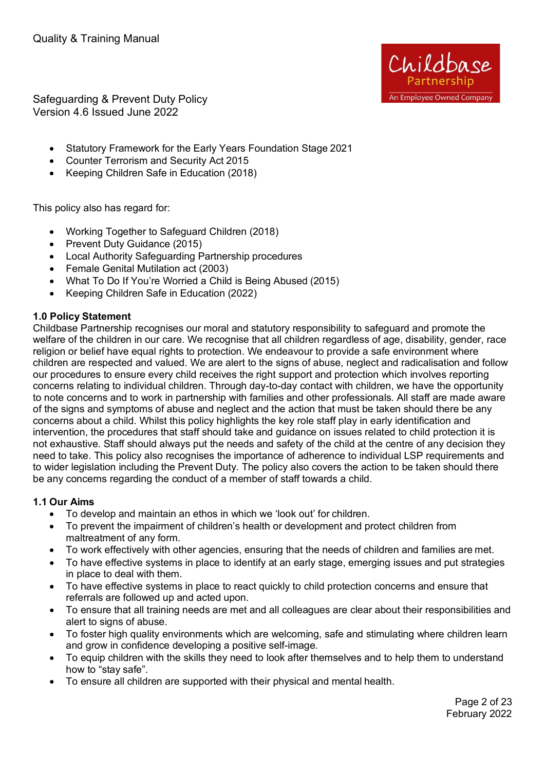- Statutory Framework for the Early Years Foundation Stage 2021
- Counter Terrorism and Security Act 2015
- Keeping Children Safe in Education (2018)

This policy also has regard for:

- Working Together to Safeguard Children (2018)
- Prevent Duty Guidance (2015)
- Local Authority Safeguarding Partnership procedures
- Female Genital Mutilation act (2003)
- What To Do If You're Worried a Child is Being Abused (2015)
- Keeping Children Safe in Education (2022)

## 1.0 Policy Statement

Childbase Partnership recognises our moral and statutory responsibility to safeguard and promote the welfare of the children in our care. We recognise that all children regardless of age, disability, gender, race religion or belief have equal rights to protection. We endeavour to provide a safe environment where children are respected and valued. We are alert to the signs of abuse, neglect and radicalisation and follow our procedures to ensure every child receives the right support and protection which involves reporting concerns relating to individual children. Through day-to-day contact with children, we have the opportunity to note concerns and to work in partnership with families and other professionals. All staff are made aware of the signs and symptoms of abuse and neglect and the action that must be taken should there be any concerns about a child. Whilst this policy highlights the key role staff play in early identification and intervention, the procedures that staff should take and guidance on issues related to child protection it is not exhaustive. Staff should always put the needs and safety of the child at the centre of any decision they need to take. This policy also recognises the importance of adherence to individual LSP requirements and to wider legislation including the Prevent Duty. The policy also covers the action to be taken should there be any concerns regarding the conduct of a member of staff towards a child.

## 1.1 Our Aims

- To develop and maintain an ethos in which we 'look out' for children.
- To prevent the impairment of children's health or development and protect children from maltreatment of any form.
- To work effectively with other agencies, ensuring that the needs of children and families are met.
- To have effective systems in place to identify at an early stage, emerging issues and put strategies in place to deal with them.
- To have effective systems in place to react quickly to child protection concerns and ensure that referrals are followed up and acted upon.
- To ensure that all training needs are met and all colleagues are clear about their responsibilities and alert to signs of abuse.
- To foster high quality environments which are welcoming, safe and stimulating where children learn and grow in confidence developing a positive self-image.
- To equip children with the skills they need to look after themselves and to help them to understand how to "stay safe".
- To ensure all children are supported with their physical and mental health.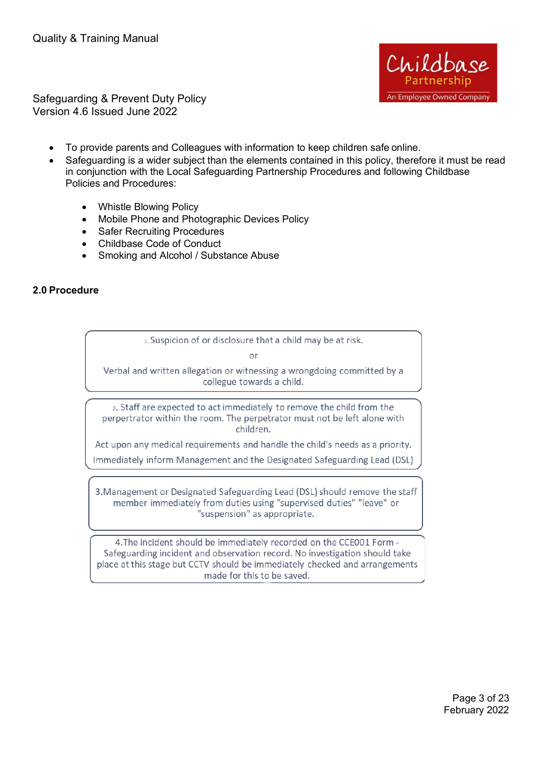- To provide parents and Colleagues with information to keep children safe online.
- Safeguarding is a wider subject than the elements contained in this policy, therefore it must be read in conjunction with the Local Safeguarding Partnership Procedures and following Childbase Policies and Procedures:
  - Whistle Blowing Policy
  - Mobile Phone and Photographic Devices Policy
  - Safer Recruiting Procedures
  - Childbase Code of Conduct
  - Smoking and Alcohol / Substance Abuse

## 2.0 Procedure

1. Suspicion of or disclosure that a child may be at risk.

   or

   Verbal and written allegation or witnessing a wrongdoing committed by a collegue towards a child.

2. Staff are expected to act immediately to remove the child from the perpertrator within the room. The perpetrator must not be left alone with children.

   Act upon any medical requirements and handle the child's needs as a priority.

   Immediately inform Management and the Designated Safeguarding Lead (DSL)

3. Management or Designated Safeguarding Lead (DSL) should remove the staff member immediately from duties using "supervised duties" "leave" or "suspension" as appropriate.

4. The incident should be immediately recorded on the CCE001 Form - Safeguarding incident and observation record. No investigation should take place at this stage but CCTV should be immediately checked and arrangements made for this to be saved.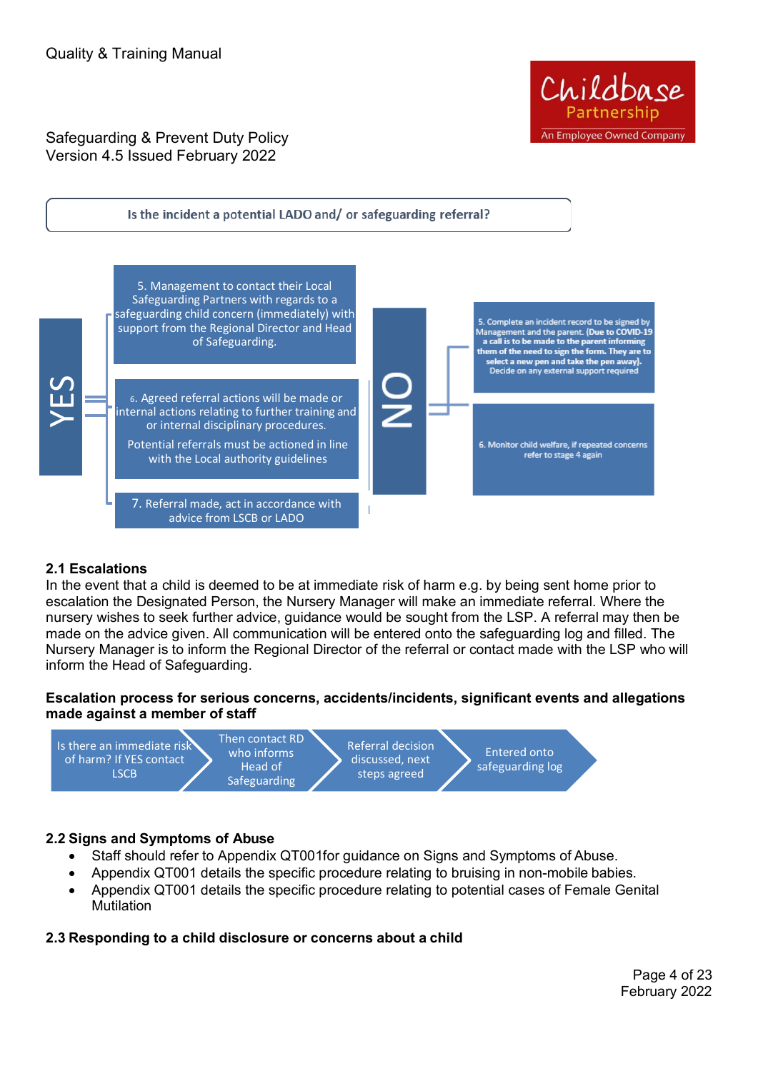Is the incident a potential LADO and/ or safeguarding referral?

**YES**

5. Management to contact their Local Safeguarding Partners with regards to a safeguarding child concern (immediately) with support from the Regional Director and Head of Safeguarding.

6. Agreed referral actions will be made or internal actions relating to further training and or internal disciplinary procedures.

Potential referrals must be actioned in line with the Local authority guidelines

7. Referral made, act in accordance with advice from LSCB or LADO

**NO**

5. Complete an incident record to be signed by Management and the parent. **(Due to COVID-19 a call is to be made to the parent informing them of the need to sign the form. They are to select a new pen and take the pen away).** Decide on any external support required

6. Monitor child welfare, if repeated concerns refer to stage 4 again

### 2.1 Escalations

In the event that a child is deemed to be at immediate risk of harm e.g. by being sent home prior to escalation the Designated Person, the Nursery Manager will make an immediate referral. Where the nursery wishes to seek further advice, guidance would be sought from the LSP. A referral may then be made on the advice given. All communication will be entered onto the safeguarding log and filled. The Nursery Manager is to inform the Regional Director of the referral or contact made with the LSP who will inform the Head of Safeguarding.

**Escalation process for serious concerns, accidents/incidents, significant events and allegations made against a member of staff**

Is there an immediate risk of harm? If YES contact LSCB → Then contact RD who informs Head of Safeguarding → Referral decision discussed, next steps agreed → Entered onto safeguarding log

### 2.2 Signs and Symptoms of Abuse

- Staff should refer to Appendix QT001for guidance on Signs and Symptoms of Abuse.
- Appendix QT001 details the specific procedure relating to bruising in non-mobile babies.
- Appendix QT001 details the specific procedure relating to potential cases of Female Genital Mutilation

### 2.3 Responding to a child disclosure or concerns about a child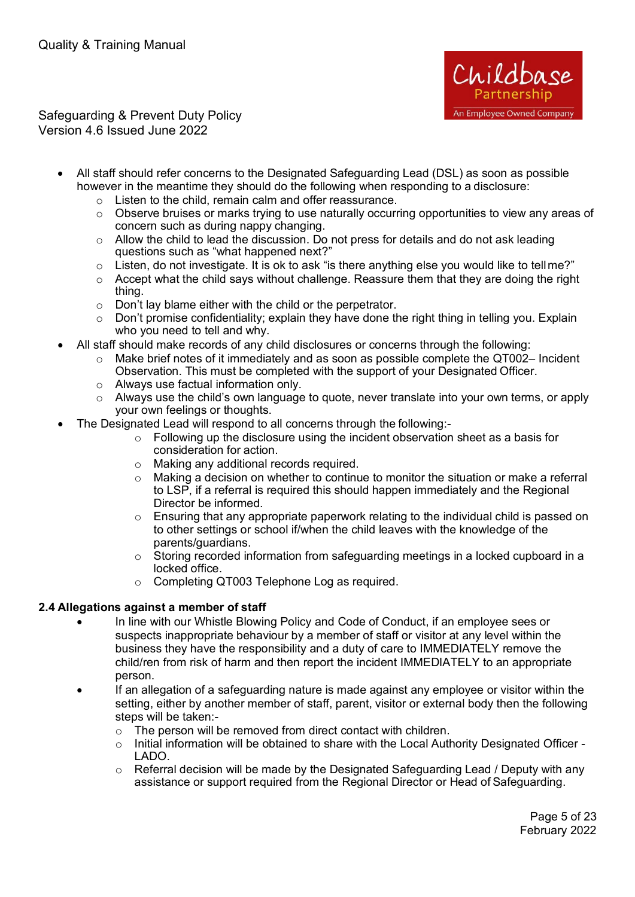- All staff should refer concerns to the Designated Safeguarding Lead (DSL) as soon as possible however in the meantime they should do the following when responding to a disclosure:
  - Listen to the child, remain calm and offer reassurance.
  - Observe bruises or marks trying to use naturally occurring opportunities to view any areas of concern such as during nappy changing.
  - Allow the child to lead the discussion. Do not press for details and do not ask leading questions such as "what happened next?"
  - Listen, do not investigate. It is ok to ask "is there anything else you would like to tell me?"
  - Accept what the child says without challenge. Reassure them that they are doing the right thing.
  - Don't lay blame either with the child or the perpetrator.
  - Don't promise confidentiality; explain they have done the right thing in telling you. Explain who you need to tell and why.
- All staff should make records of any child disclosures or concerns through the following:
  - Make brief notes of it immediately and as soon as possible complete the QT002– Incident Observation. This must be completed with the support of your Designated Officer.
  - Always use factual information only.
  - Always use the child's own language to quote, never translate into your own terms, or apply your own feelings or thoughts.
- The Designated Lead will respond to all concerns through the following:-
  - Following up the disclosure using the incident observation sheet as a basis for consideration for action.
  - Making any additional records required.
  - Making a decision on whether to continue to monitor the situation or make a referral to LSP, if a referral is required this should happen immediately and the Regional Director be informed.
  - Ensuring that any appropriate paperwork relating to the individual child is passed on to other settings or school if/when the child leaves with the knowledge of the parents/guardians.
  - Storing recorded information from safeguarding meetings in a locked cupboard in a locked office.
  - Completing QT003 Telephone Log as required.

### 2.4 Allegations against a member of staff

- In line with our Whistle Blowing Policy and Code of Conduct, if an employee sees or suspects inappropriate behaviour by a member of staff or visitor at any level within the business they have the responsibility and a duty of care to IMMEDIATELY remove the child/ren from risk of harm and then report the incident IMMEDIATELY to an appropriate person.
- If an allegation of a safeguarding nature is made against any employee or visitor within the setting, either by another member of staff, parent, visitor or external body then the following steps will be taken:-
  - The person will be removed from direct contact with children.
  - Initial information will be obtained to share with the Local Authority Designated Officer - LADO.
  - Referral decision will be made by the Designated Safeguarding Lead / Deputy with any assistance or support required from the Regional Director or Head of Safeguarding.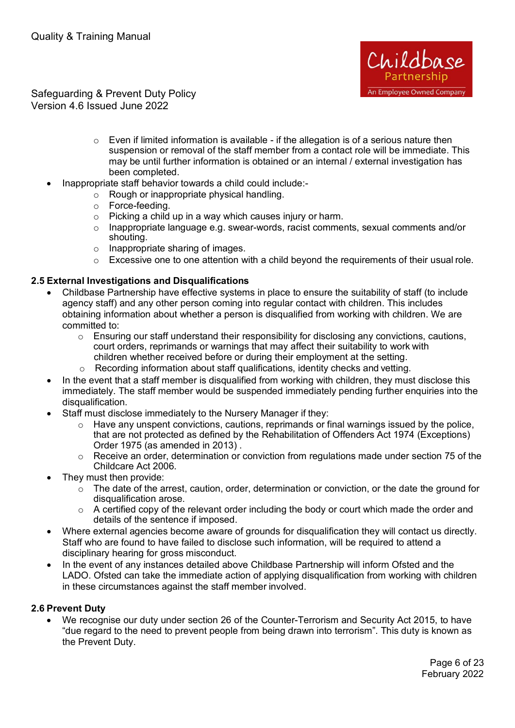- Even if limited information is available - if the allegation is of a serious nature then suspension or removal of the staff member from a contact role will be immediate. This may be until further information is obtained or an internal / external investigation has been completed.
- Inappropriate staff behavior towards a child could include:-
  - Rough or inappropriate physical handling.
  - Force-feeding.
  - Picking a child up in a way which causes injury or harm.
  - Inappropriate language e.g. swear-words, racist comments, sexual comments and/or shouting.
  - Inappropriate sharing of images.
  - Excessive one to one attention with a child beyond the requirements of their usual role.

### 2.5 External Investigations and Disqualifications

- Childbase Partnership have effective systems in place to ensure the suitability of staff (to include agency staff) and any other person coming into regular contact with children. This includes obtaining information about whether a person is disqualified from working with children. We are committed to:
  - Ensuring our staff understand their responsibility for disclosing any convictions, cautions, court orders, reprimands or warnings that may affect their suitability to work with children whether received before or during their employment at the setting.
  - Recording information about staff qualifications, identity checks and vetting.
- In the event that a staff member is disqualified from working with children, they must disclose this immediately. The staff member would be suspended immediately pending further enquiries into the disqualification.
- Staff must disclose immediately to the Nursery Manager if they:
  - Have any unspent convictions, cautions, reprimands or final warnings issued by the police, that are not protected as defined by the Rehabilitation of Offenders Act 1974 (Exceptions) Order 1975 (as amended in 2013) .
  - Receive an order, determination or conviction from regulations made under section 75 of the Childcare Act 2006.
- They must then provide:
  - The date of the arrest, caution, order, determination or conviction, or the date the ground for disqualification arose.
  - A certified copy of the relevant order including the body or court which made the order and details of the sentence if imposed.
- Where external agencies become aware of grounds for disqualification they will contact us directly. Staff who are found to have failed to disclose such information, will be required to attend a disciplinary hearing for gross misconduct.
- In the event of any instances detailed above Childbase Partnership will inform Ofsted and the LADO. Ofsted can take the immediate action of applying disqualification from working with children in these circumstances against the staff member involved.

### 2.6 Prevent Duty

- We recognise our duty under section 26 of the Counter-Terrorism and Security Act 2015, to have “due regard to the need to prevent people from being drawn into terrorism”. This duty is known as the Prevent Duty.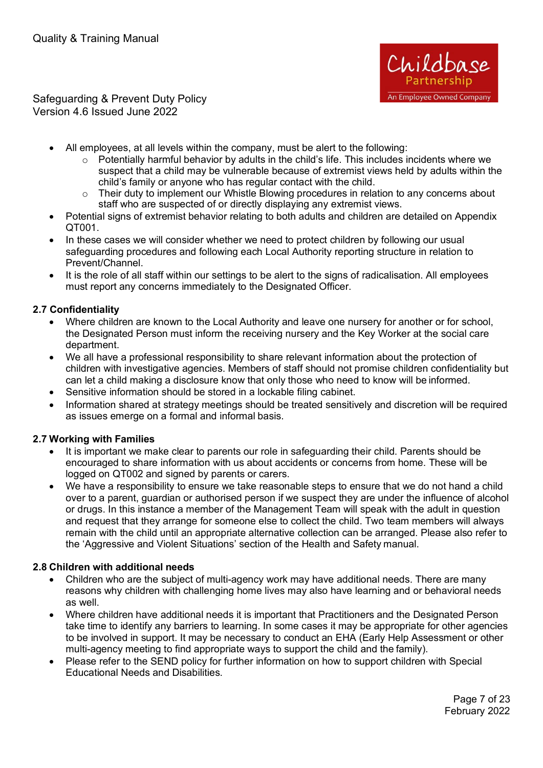- All employees, at all levels within the company, must be alert to the following:
  - Potentially harmful behavior by adults in the child's life. This includes incidents where we suspect that a child may be vulnerable because of extremist views held by adults within the child's family or anyone who has regular contact with the child.
  - Their duty to implement our Whistle Blowing procedures in relation to any concerns about staff who are suspected of or directly displaying any extremist views.
- Potential signs of extremist behavior relating to both adults and children are detailed on Appendix QT001.
- In these cases we will consider whether we need to protect children by following our usual safeguarding procedures and following each Local Authority reporting structure in relation to Prevent/Channel.
- It is the role of all staff within our settings to be alert to the signs of radicalisation. All employees must report any concerns immediately to the Designated Officer.

### 2.7 Confidentiality

- Where children are known to the Local Authority and leave one nursery for another or for school, the Designated Person must inform the receiving nursery and the Key Worker at the social care department.
- We all have a professional responsibility to share relevant information about the protection of children with investigative agencies. Members of staff should not promise children confidentiality but can let a child making a disclosure know that only those who need to know will be informed.
- Sensitive information should be stored in a lockable filing cabinet.
- Information shared at strategy meetings should be treated sensitively and discretion will be required as issues emerge on a formal and informal basis.

### 2.7 Working with Families

- It is important we make clear to parents our role in safeguarding their child. Parents should be encouraged to share information with us about accidents or concerns from home. These will be logged on QT002 and signed by parents or carers.
- We have a responsibility to ensure we take reasonable steps to ensure that we do not hand a child over to a parent, guardian or authorised person if we suspect they are under the influence of alcohol or drugs. In this instance a member of the Management Team will speak with the adult in question and request that they arrange for someone else to collect the child. Two team members will always remain with the child until an appropriate alternative collection can be arranged. Please also refer to the 'Aggressive and Violent Situations' section of the Health and Safety manual.

### 2.8 Children with additional needs

- Children who are the subject of multi-agency work may have additional needs. There are many reasons why children with challenging home lives may also have learning and or behavioral needs as well.
- Where children have additional needs it is important that Practitioners and the Designated Person take time to identify any barriers to learning. In some cases it may be appropriate for other agencies to be involved in support. It may be necessary to conduct an EHA (Early Help Assessment or other multi-agency meeting to find appropriate ways to support the child and the family).
- Please refer to the SEND policy for further information on how to support children with Special Educational Needs and Disabilities.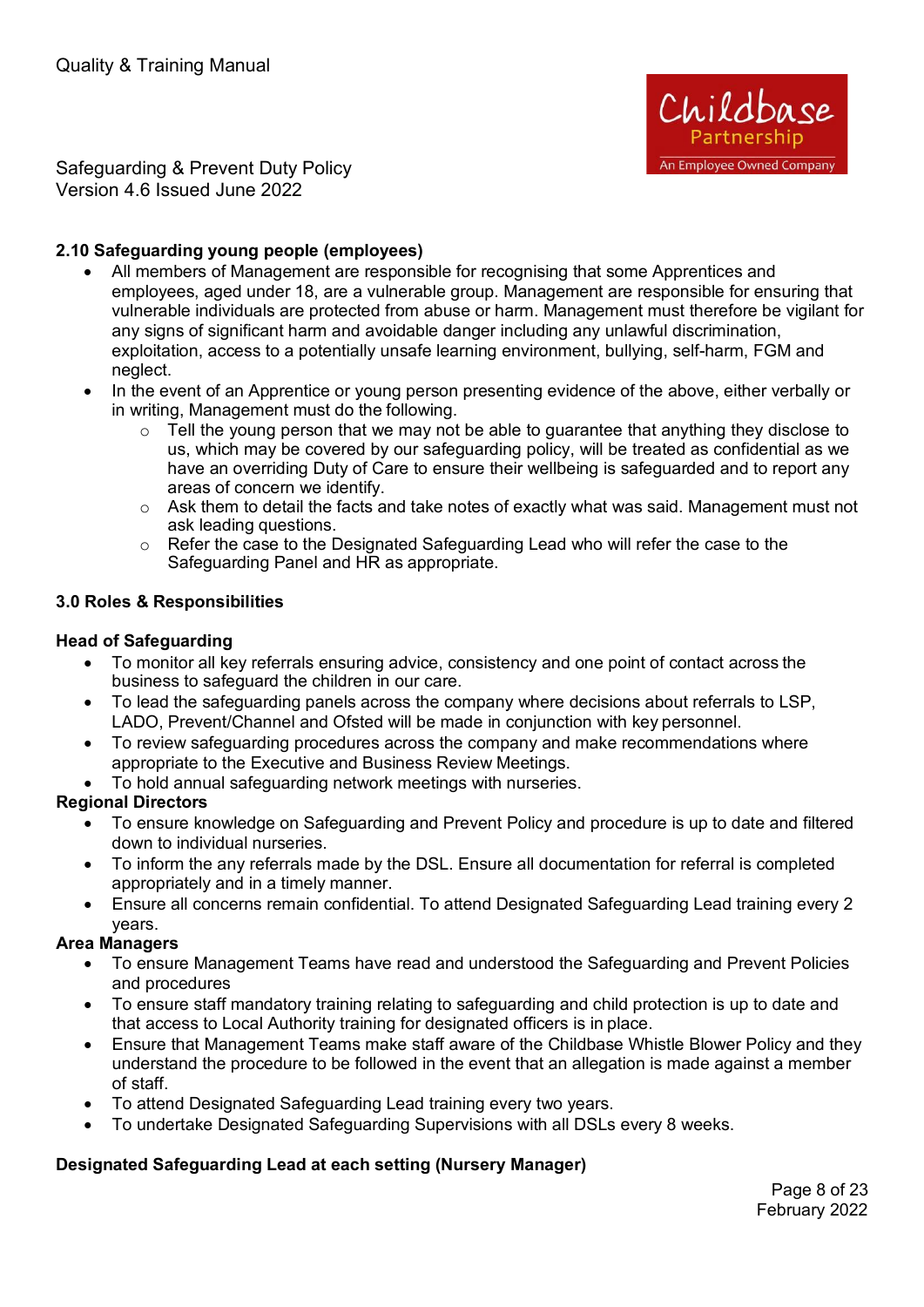**2.10 Safeguarding young people (employees)**

- All members of Management are responsible for recognising that some Apprentices and employees, aged under 18, are a vulnerable group. Management are responsible for ensuring that vulnerable individuals are protected from abuse or harm. Management must therefore be vigilant for any signs of significant harm and avoidable danger including any unlawful discrimination, exploitation, access to a potentially unsafe learning environment, bullying, self-harm, FGM and neglect.
- In the event of an Apprentice or young person presenting evidence of the above, either verbally or in writing, Management must do the following.
    - Tell the young person that we may not be able to guarantee that anything they disclose to us, which may be covered by our safeguarding policy, will be treated as confidential as we have an overriding Duty of Care to ensure their wellbeing is safeguarded and to report any areas of concern we identify.
    - Ask them to detail the facts and take notes of exactly what was said. Management must not ask leading questions.
    - Refer the case to the Designated Safeguarding Lead who will refer the case to the Safeguarding Panel and HR as appropriate.

## 3.0 Roles & Responsibilities

**Head of Safeguarding**

- To monitor all key referrals ensuring advice, consistency and one point of contact across the business to safeguard the children in our care.
- To lead the safeguarding panels across the company where decisions about referrals to LSP, LADO, Prevent/Channel and Ofsted will be made in conjunction with key personnel.
- To review safeguarding procedures across the company and make recommendations where appropriate to the Executive and Business Review Meetings.
- To hold annual safeguarding network meetings with nurseries.

**Regional Directors**

- To ensure knowledge on Safeguarding and Prevent Policy and procedure is up to date and filtered down to individual nurseries.
- To inform the any referrals made by the DSL. Ensure all documentation for referral is completed appropriately and in a timely manner.
- Ensure all concerns remain confidential. To attend Designated Safeguarding Lead training every 2 years.

**Area Managers**

- To ensure Management Teams have read and understood the Safeguarding and Prevent Policies and procedures
- To ensure staff mandatory training relating to safeguarding and child protection is up to date and that access to Local Authority training for designated officers is in place.
- Ensure that Management Teams make staff aware of the Childbase Whistle Blower Policy and they understand the procedure to be followed in the event that an allegation is made against a member of staff.
- To attend Designated Safeguarding Lead training every two years.
- To undertake Designated Safeguarding Supervisions with all DSLs every 8 weeks.

**Designated Safeguarding Lead at each setting (Nursery Manager)**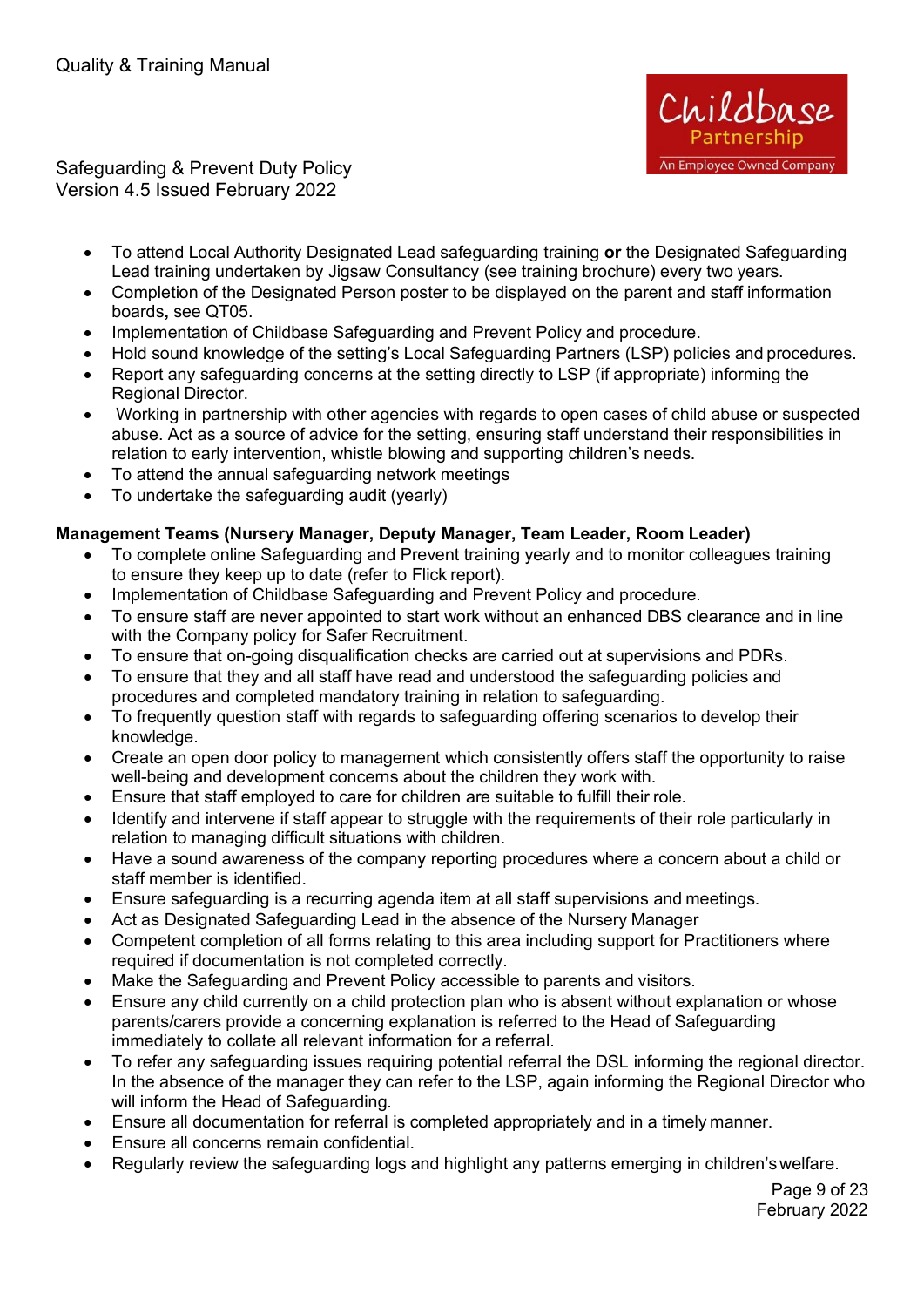- To attend Local Authority Designated Lead safeguarding training **or** the Designated Safeguarding Lead training undertaken by Jigsaw Consultancy (see training brochure) every two years.
- Completion of the Designated Person poster to be displayed on the parent and staff information boards**,** see QT05.
- Implementation of Childbase Safeguarding and Prevent Policy and procedure.
- Hold sound knowledge of the setting's Local Safeguarding Partners (LSP) policies and procedures.
- Report any safeguarding concerns at the setting directly to LSP (if appropriate) informing the Regional Director.
- Working in partnership with other agencies with regards to open cases of child abuse or suspected abuse. Act as a source of advice for the setting, ensuring staff understand their responsibilities in relation to early intervention, whistle blowing and supporting children's needs.
- To attend the annual safeguarding network meetings
- To undertake the safeguarding audit (yearly)

**Management Teams (Nursery Manager, Deputy Manager, Team Leader, Room Leader)**

- To complete online Safeguarding and Prevent training yearly and to monitor colleagues training to ensure they keep up to date (refer to Flick report).
- Implementation of Childbase Safeguarding and Prevent Policy and procedure.
- To ensure staff are never appointed to start work without an enhanced DBS clearance and in line with the Company policy for Safer Recruitment.
- To ensure that on-going disqualification checks are carried out at supervisions and PDRs.
- To ensure that they and all staff have read and understood the safeguarding policies and procedures and completed mandatory training in relation to safeguarding.
- To frequently question staff with regards to safeguarding offering scenarios to develop their knowledge.
- Create an open door policy to management which consistently offers staff the opportunity to raise well-being and development concerns about the children they work with.
- Ensure that staff employed to care for children are suitable to fulfill their role.
- Identify and intervene if staff appear to struggle with the requirements of their role particularly in relation to managing difficult situations with children.
- Have a sound awareness of the company reporting procedures where a concern about a child or staff member is identified.
- Ensure safeguarding is a recurring agenda item at all staff supervisions and meetings.
- Act as Designated Safeguarding Lead in the absence of the Nursery Manager
- Competent completion of all forms relating to this area including support for Practitioners where required if documentation is not completed correctly.
- Make the Safeguarding and Prevent Policy accessible to parents and visitors.
- Ensure any child currently on a child protection plan who is absent without explanation or whose parents/carers provide a concerning explanation is referred to the Head of Safeguarding immediately to collate all relevant information for a referral.
- To refer any safeguarding issues requiring potential referral the DSL informing the regional director. In the absence of the manager they can refer to the LSP, again informing the Regional Director who will inform the Head of Safeguarding.
- Ensure all documentation for referral is completed appropriately and in a timely manner.
- Ensure all concerns remain confidential.
- Regularly review the safeguarding logs and highlight any patterns emerging in children's welfare.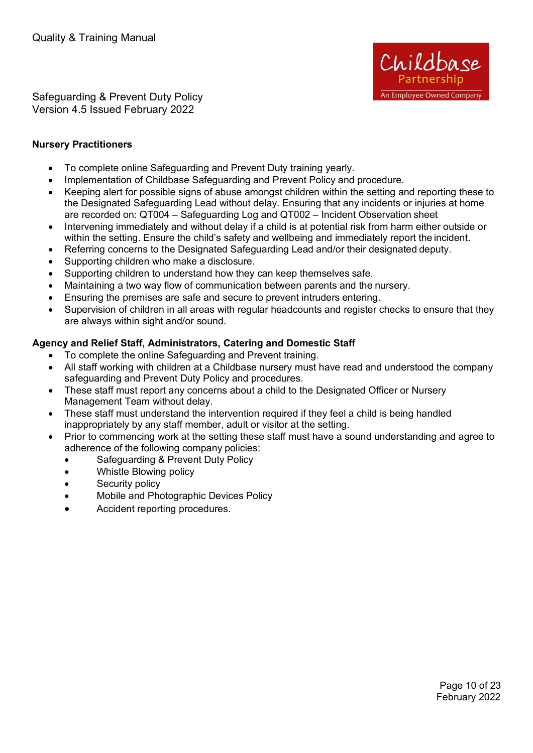**Nursery Practitioners**

- To complete online Safeguarding and Prevent Duty training yearly.
- Implementation of Childbase Safeguarding and Prevent Policy and procedure.
- Keeping alert for possible signs of abuse amongst children within the setting and reporting these to the Designated Safeguarding Lead without delay. Ensuring that any incidents or injuries at home are recorded on: QT004 – Safeguarding Log and QT002 – Incident Observation sheet
- Intervening immediately and without delay if a child is at potential risk from harm either outside or within the setting. Ensure the child's safety and wellbeing and immediately report the incident.
- Referring concerns to the Designated Safeguarding Lead and/or their designated deputy.
- Supporting children who make a disclosure.
- Supporting children to understand how they can keep themselves safe.
- Maintaining a two way flow of communication between parents and the nursery.
- Ensuring the premises are safe and secure to prevent intruders entering.
- Supervision of children in all areas with regular headcounts and register checks to ensure that they are always within sight and/or sound.

**Agency and Relief Staff, Administrators, Catering and Domestic Staff**

- To complete the online Safeguarding and Prevent training.
- All staff working with children at a Childbase nursery must have read and understood the company safeguarding and Prevent Duty Policy and procedures.
- These staff must report any concerns about a child to the Designated Officer or Nursery Management Team without delay.
- These staff must understand the intervention required if they feel a child is being handled inappropriately by any staff member, adult or visitor at the setting.
- Prior to commencing work at the setting these staff must have a sound understanding and agree to adherence of the following company policies:
  - Safeguarding & Prevent Duty Policy
  - Whistle Blowing policy
  - Security policy
  - Mobile and Photographic Devices Policy
  - Accident reporting procedures.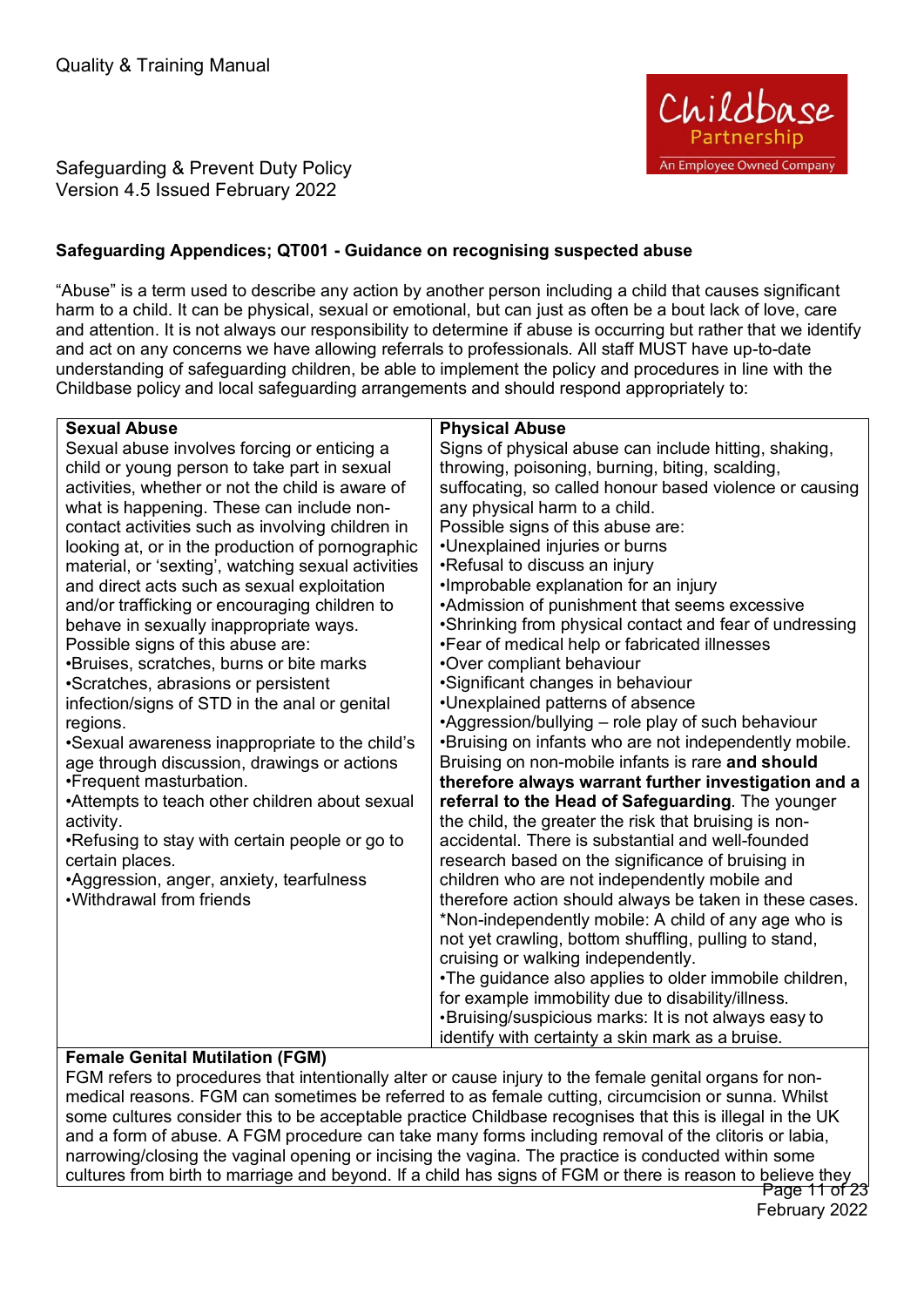Quality & Training Manual

Safeguarding & Prevent Duty Policy
Version 4.5 Issued February 2022

**Safeguarding Appendices; QT001 - Guidance on recognising suspected abuse**

"Abuse" is a term used to describe any action by another person including a child that causes significant harm to a child. It can be physical, sexual or emotional, but can just as often be a bout lack of love, care and attention. It is not always our responsibility to determine if abuse is occurring but rather that we identify and act on any concerns we have allowing referrals to professionals. All staff MUST have up-to-date understanding of safeguarding children, be able to implement the policy and procedures in line with the Childbase policy and local safeguarding arrangements and should respond appropriately to:

| **Sexual Abuse** | **Physical Abuse** |
|---|---|
| Sexual abuse involves forcing or enticing a child or young person to take part in sexual activities, whether or not the child is aware of what is happening. These can include non-contact activities such as involving children in looking at, or in the production of pornographic material, or 'sexting', watching sexual activities and direct acts such as sexual exploitation and/or trafficking or encouraging children to behave in sexually inappropriate ways.<br>Possible signs of this abuse are:<br>•Bruises, scratches, burns or bite marks<br>•Scratches, abrasions or persistent infection/signs of STD in the anal or genital regions.<br>•Sexual awareness inappropriate to the child's age through discussion, drawings or actions<br>•Frequent masturbation.<br>•Attempts to teach other children about sexual activity.<br>•Refusing to stay with certain people or go to certain places.<br>•Aggression, anger, anxiety, tearfulness<br>•Withdrawal from friends | Signs of physical abuse can include hitting, shaking, throwing, poisoning, burning, biting, scalding, suffocating, so called honour based violence or causing any physical harm to a child.<br>Possible signs of this abuse are:<br>•Unexplained injuries or burns<br>•Refusal to discuss an injury<br>•Improbable explanation for an injury<br>•Admission of punishment that seems excessive<br>•Shrinking from physical contact and fear of undressing<br>•Fear of medical help or fabricated illnesses<br>•Over compliant behaviour<br>•Significant changes in behaviour<br>•Unexplained patterns of absence<br>•Aggression/bullying – role play of such behaviour<br>•Bruising on infants who are not independently mobile. Bruising on non-mobile infants is rare **and should therefore always warrant further investigation and a referral to the Head of Safeguarding**. The younger the child, the greater the risk that bruising is non-accidental. There is substantial and well-founded research based on the significance of bruising in children who are not independently mobile and therefore action should always be taken in these cases.<br>*Non-independently mobile: A child of any age who is not yet crawling, bottom shuffling, pulling to stand, cruising or walking independently.<br>•The guidance also applies to older immobile children, for example immobility due to disability/illness.<br>•Bruising/suspicious marks: It is not always easy to identify with certainty a skin mark as a bruise. |
| **Female Genital Mutilation (FGM)**<br>FGM refers to procedures that intentionally alter or cause injury to the female genital organs for non-medical reasons. FGM can sometimes be referred to as female cutting, circumcision or sunna. Whilst some cultures consider this to be acceptable practice Childbase recognises that this is illegal in the UK and a form of abuse. A FGM procedure can take many forms including removal of the clitoris or labia, narrowing/closing the vaginal opening or incising the vagina. The practice is conducted within some cultures from birth to marriage and beyond. If a child has signs of FGM or there is reason to believe they | |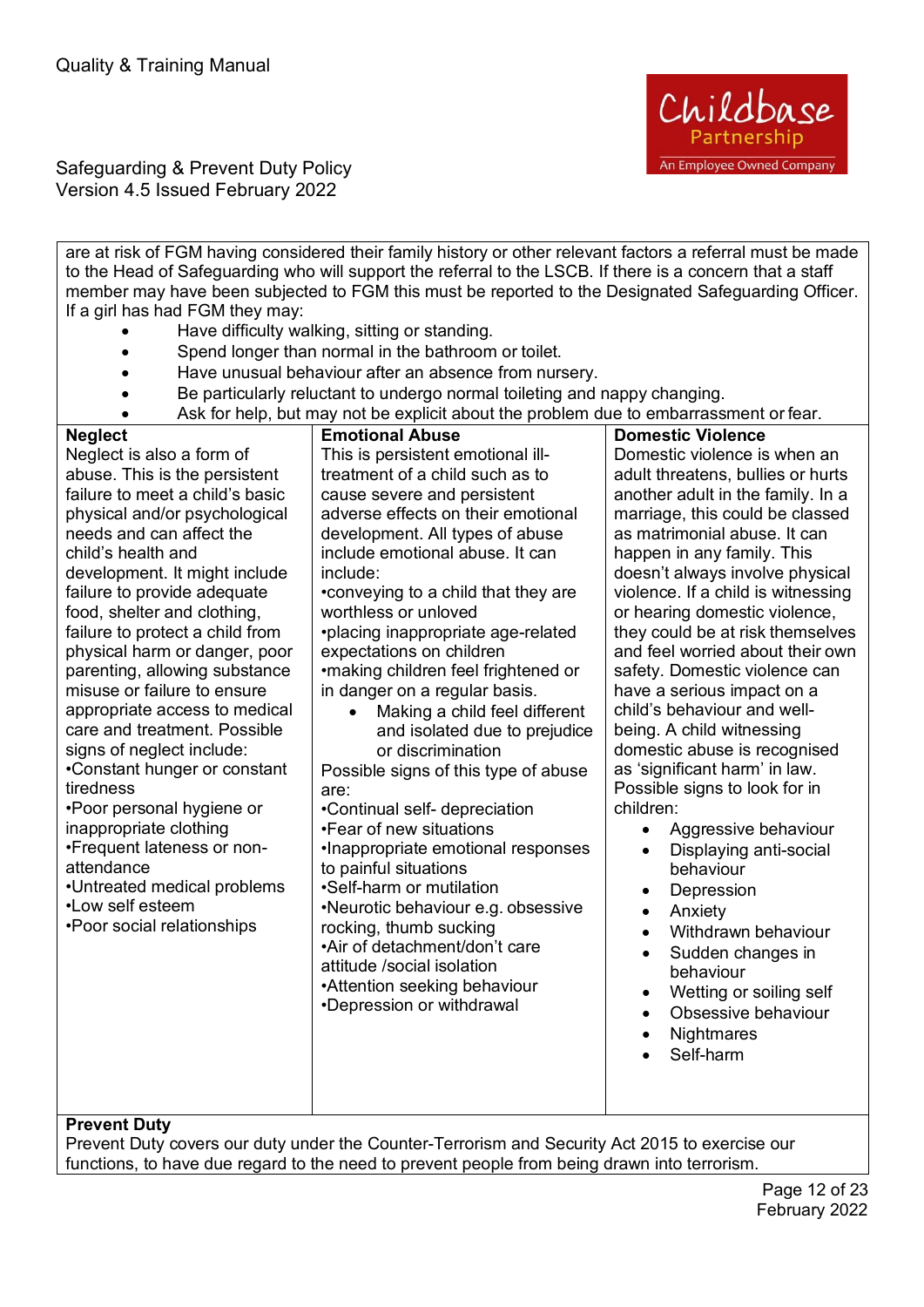are at risk of FGM having considered their family history or other relevant factors a referral must be made to the Head of Safeguarding who will support the referral to the LSCB. If there is a concern that a staff member may have been subjected to FGM this must be reported to the Designated Safeguarding Officer. If a girl has had FGM they may:

- Have difficulty walking, sitting or standing.
- Spend longer than normal in the bathroom or toilet.
- Have unusual behaviour after an absence from nursery.
- Be particularly reluctant to undergo normal toileting and nappy changing.
- Ask for help, but may not be explicit about the problem due to embarrassment or fear.

**Neglect**

Neglect is also a form of abuse. This is the persistent failure to meet a child's basic physical and/or psychological needs and can affect the child's health and development. It might include failure to provide adequate food, shelter and clothing, failure to protect a child from physical harm or danger, poor parenting, allowing substance misuse or failure to ensure appropriate access to medical care and treatment. Possible signs of neglect include:

- Constant hunger or constant tiredness
- Poor personal hygiene or inappropriate clothing
- Frequent lateness or non-attendance
- Untreated medical problems
- Low self esteem
- Poor social relationships

**Emotional Abuse**

This is persistent emotional ill-treatment of a child such as to cause severe and persistent adverse effects on their emotional development. All types of abuse include emotional abuse. It can include:

- conveying to a child that they are worthless or unloved
- placing inappropriate age-related expectations on children
- making children feel frightened or in danger on a regular basis.
- Making a child feel different and isolated due to prejudice or discrimination

Possible signs of this type of abuse are:

- Continual self- depreciation
- Fear of new situations
- Inappropriate emotional responses to painful situations
- Self-harm or mutilation
- Neurotic behaviour e.g. obsessive rocking, thumb sucking
- Air of detachment/don't care attitude /social isolation
- Attention seeking behaviour
- Depression or withdrawal

**Domestic Violence**

Domestic violence is when an adult threatens, bullies or hurts another adult in the family. In a marriage, this could be classed as matrimonial abuse. It can happen in any family. This doesn't always involve physical violence. If a child is witnessing or hearing domestic violence, they could be at risk themselves and feel worried about their own safety. Domestic violence can have a serious impact on a child's behaviour and well-being. A child witnessing domestic abuse is recognised as 'significant harm' in law. Possible signs to look for in children:

- Aggressive behaviour
- Displaying anti-social behaviour
- Depression
- Anxiety
- Withdrawn behaviour
- Sudden changes in behaviour
- Wetting or soiling self
- Obsessive behaviour
- Nightmares
- Self-harm

**Prevent Duty**

Prevent Duty covers our duty under the Counter-Terrorism and Security Act 2015 to exercise our functions, to have due regard to the need to prevent people from being drawn into terrorism.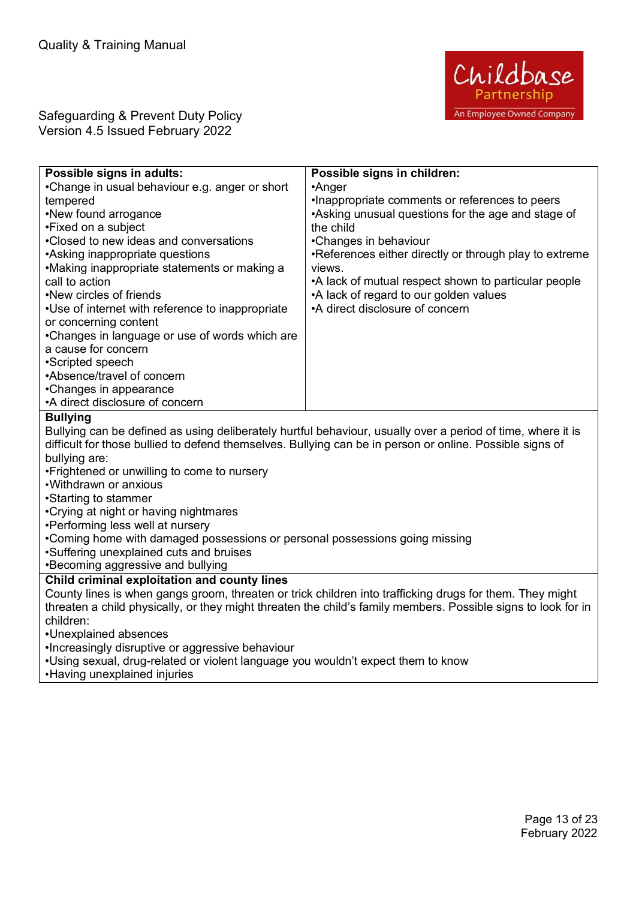| Possible signs in adults: | Possible signs in children: |
|---|---|
| •Change in usual behaviour e.g. anger or short tempered<br>•New found arrogance<br>•Fixed on a subject<br>•Closed to new ideas and conversations<br>•Asking inappropriate questions<br>•Making inappropriate statements or making a call to action<br>•New circles of friends<br>•Use of internet with reference to inappropriate or concerning content<br>•Changes in language or use of words which are a cause for concern<br>•Scripted speech<br>•Absence/travel of concern<br>•Changes in appearance<br>•A direct disclosure of concern | •Anger<br>•Inappropriate comments or references to peers<br>•Asking unusual questions for the age and stage of the child<br>•Changes in behaviour<br>•References either directly or through play to extreme views.<br>•A lack of mutual respect shown to particular people<br>•A lack of regard to our golden values<br>•A direct disclosure of concern |

**Bullying**

Bullying can be defined as using deliberately hurtful behaviour, usually over a period of time, where it is difficult for those bullied to defend themselves. Bullying can be in person or online. Possible signs of bullying are:

- Frightened or unwilling to come to nursery
- Withdrawn or anxious
- Starting to stammer
- Crying at night or having nightmares
- Performing less well at nursery
- Coming home with damaged possessions or personal possessions going missing
- Suffering unexplained cuts and bruises
- Becoming aggressive and bullying

**Child criminal exploitation and county lines**

County lines is when gangs groom, threaten or trick children into trafficking drugs for them. They might threaten a child physically, or they might threaten the child's family members. Possible signs to look for in children:

- Unexplained absences
- Increasingly disruptive or aggressive behaviour
- Using sexual, drug-related or violent language you wouldn't expect them to know
- Having unexplained injuries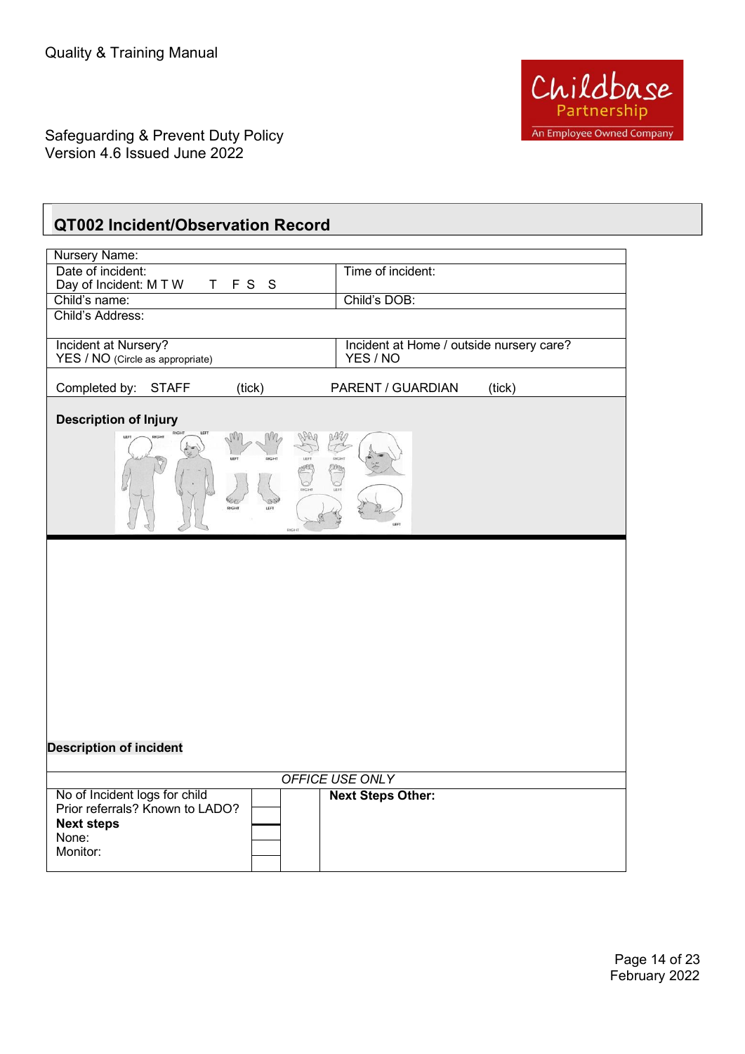Quality & Training Manual

Safeguarding & Prevent Duty Policy
Version 4.6 Issued June 2022

## QT002 Incident/Observation Record

| Nursery Name: | |
|---|---|
| Date of incident:<br>Day of Incident: M T W T F S S | Time of incident: |
| Child's name: | Child's DOB: |
| Child's Address: | |
| Incident at Nursery?<br>YES / NO (Circle as appropriate) | Incident at Home / outside nursery care?<br>YES / NO |
| Completed by: STAFF (tick) | PARENT / GUARDIAN (tick) |

**Description of Injury**

**Description of incident**

| *OFFICE USE ONLY* | | | |
|---|---|---|---|
| No of Incident logs for child | | | **Next Steps Other:** |
| Prior referrals? Known to LADO? | | | |
| **Next steps** | | | |
| None: | | | |
| Monitor: | | | |

February 2022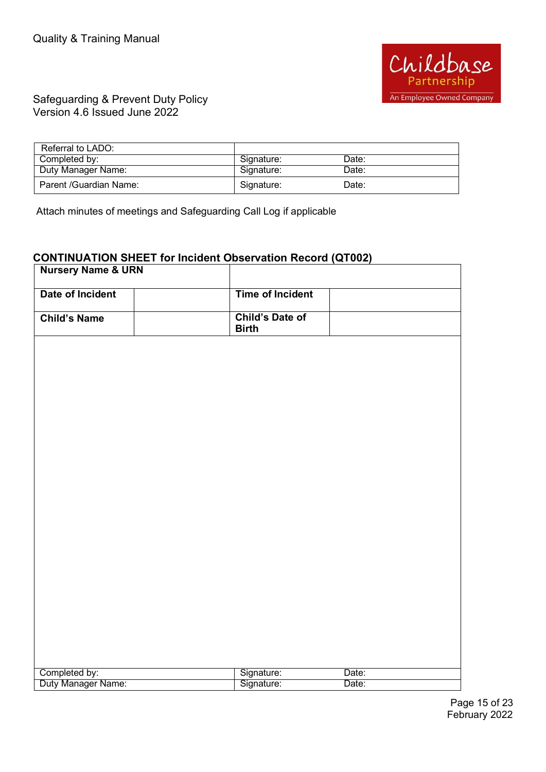| Referral to LADO: | | |
|---|---|---|
| Completed by: | Signature: | Date: |
| Duty Manager Name: | Signature: | Date: |
| Parent /Guardian Name: | Signature: | Date: |

Attach minutes of meetings and Safeguarding Call Log if applicable

## CONTINUATION SHEET for Incident Observation Record (QT002)

| **Nursery Name & URN** | | | |
|---|---|---|---|
| **Date of Incident** | | **Time of Incident** | |
| **Child's Name** | | **Child's Date of Birth** | |

| Completed by: | Signature: | Date: |
|---|---|---|
| Duty Manager Name: | Signature: | Date: |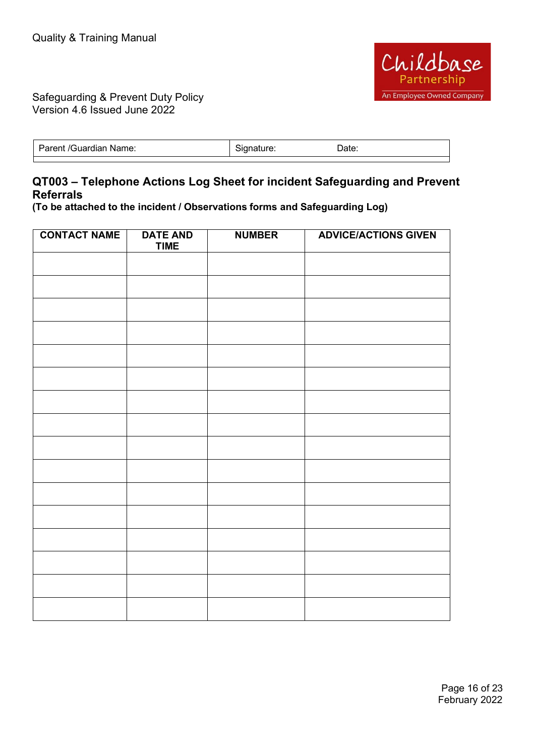| Parent /Guardian Name: | Signature: Date: |
|---|---|
| | |

## QT003 – Telephone Actions Log Sheet for incident Safeguarding and Prevent Referrals

**(To be attached to the incident / Observations forms and Safeguarding Log)**

| CONTACT NAME | DATE AND TIME | NUMBER | ADVICE/ACTIONS GIVEN |
|---|---|---|---|
| | | | |
| | | | |
| | | | |
| | | | |
| | | | |
| | | | |
| | | | |
| | | | |
| | | | |
| | | | |
| | | | |
| | | | |
| | | | |
| | | | |
| | | | |
| | | | |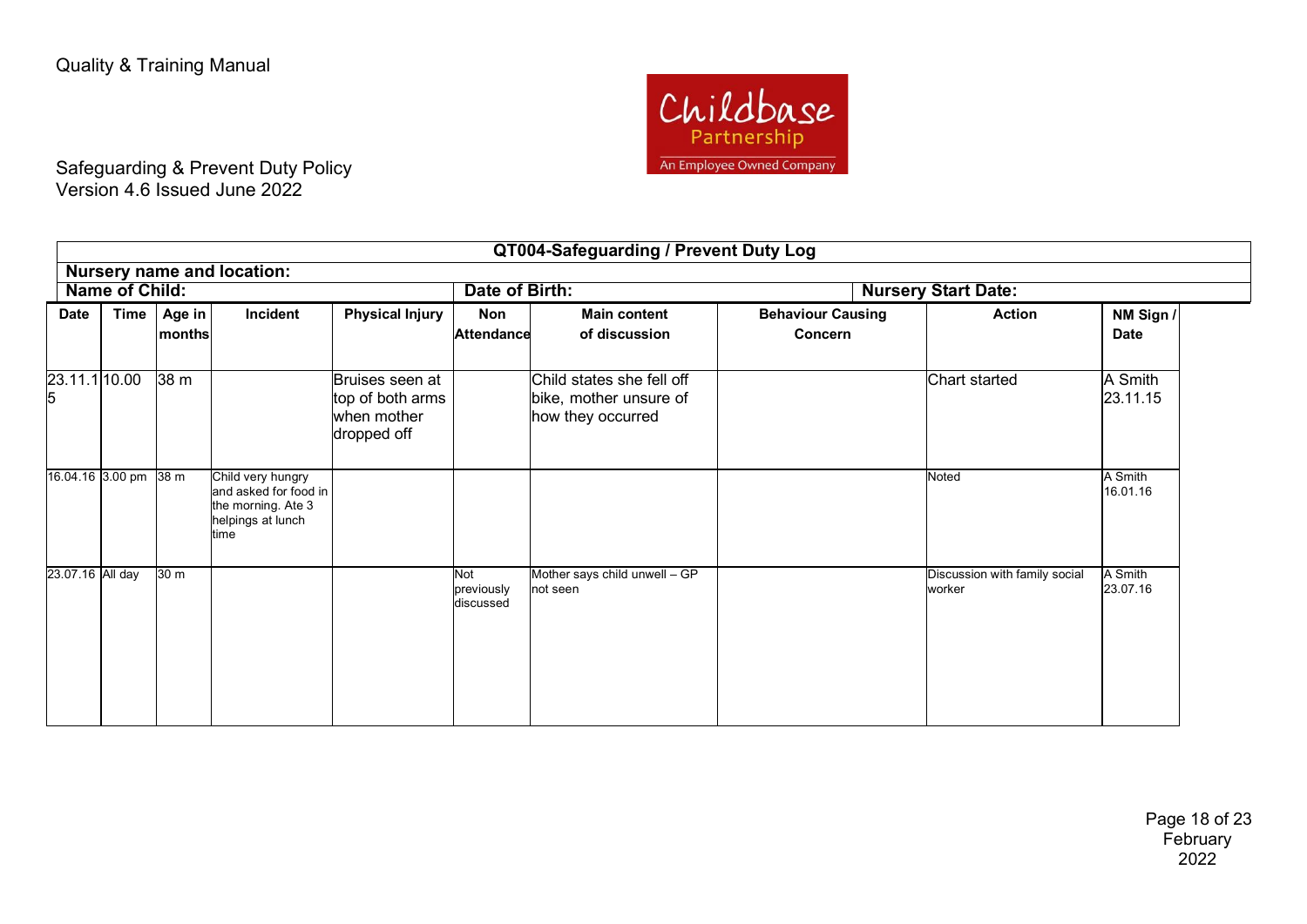Quality & Training Manual

Safeguarding & Prevent Duty Policy
Version 4.6 Issued June 2022

| QT004-Safeguarding / Prevent Duty Log | | | | | | | | | |
|---|---|---|---|---|---|---|---|---|---|
| **Nursery name and location:** | | | | | | | | | |
| **Name of Child:** | | | | | **Date of Birth:** | | | **Nursery Start Date:** | |
| **Date** | **Time** | **Age in months** | **Incident** | **Physical Injury** | **Non Attendance** | **Main content of discussion** | **Behaviour Causing Concern** | **Action** | **NM Sign / Date** |
| 23.11.15 | 10.00 | 38 m | | Bruises seen at top of both arms when mother dropped off | | Child states she fell off bike, mother unsure of how they occurred | | Chart started | A Smith 23.11.15 |
| 16.04.16 | 3.00 pm | 38 m | Child very hungry and asked for food in the morning. Ate 3 helpings at lunch time | | | | | Noted | A Smith 16.01.16 |
| 23.07.16 | All day | 30 m | | | Not previously discussed | Mother says child unwell – GP not seen | | Discussion with family social worker | A Smith 23.07.16 |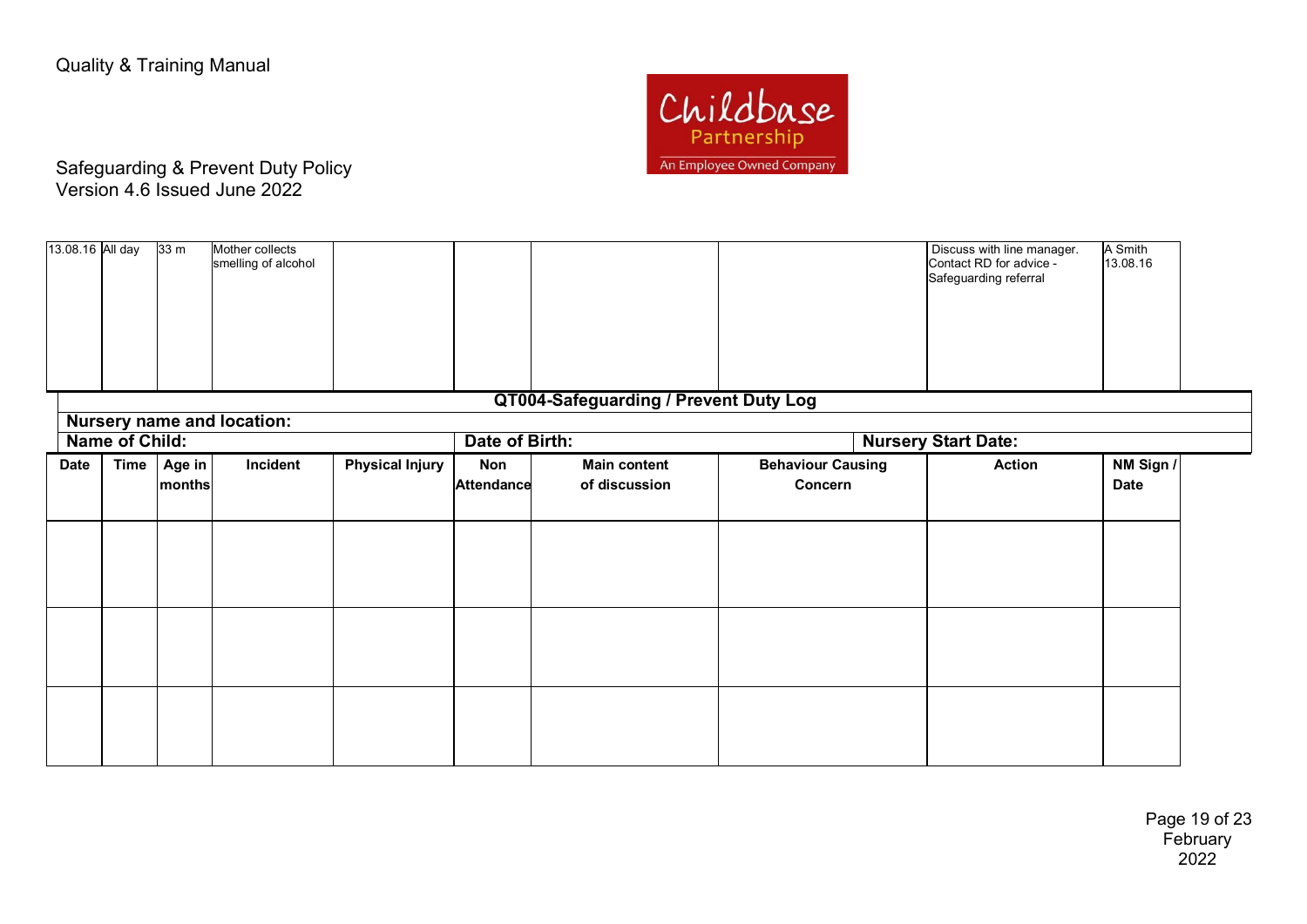| 13.08.16 | All day | 33 m | Mother collects smelling of alcohol | | | | | Discuss with line manager. Contact RD for advice - Safeguarding referral | A Smith 13.08.16 |
|---|---|---|---|---|---|---|---|---|---|

**QT004-Safeguarding / Prevent Duty Log**

**Nursery name and location:**

**Name of Child:** | **Date of Birth:** | **Nursery Start Date:**

| Date | Time | Age in months | Incident | Physical Injury | Non Attendance | Main content of discussion | Behaviour Causing Concern | Action | NM Sign / Date |
|---|---|---|---|---|---|---|---|---|---|
| | | | | | | | | | |
| | | | | | | | | | |
| | | | | | | | | | |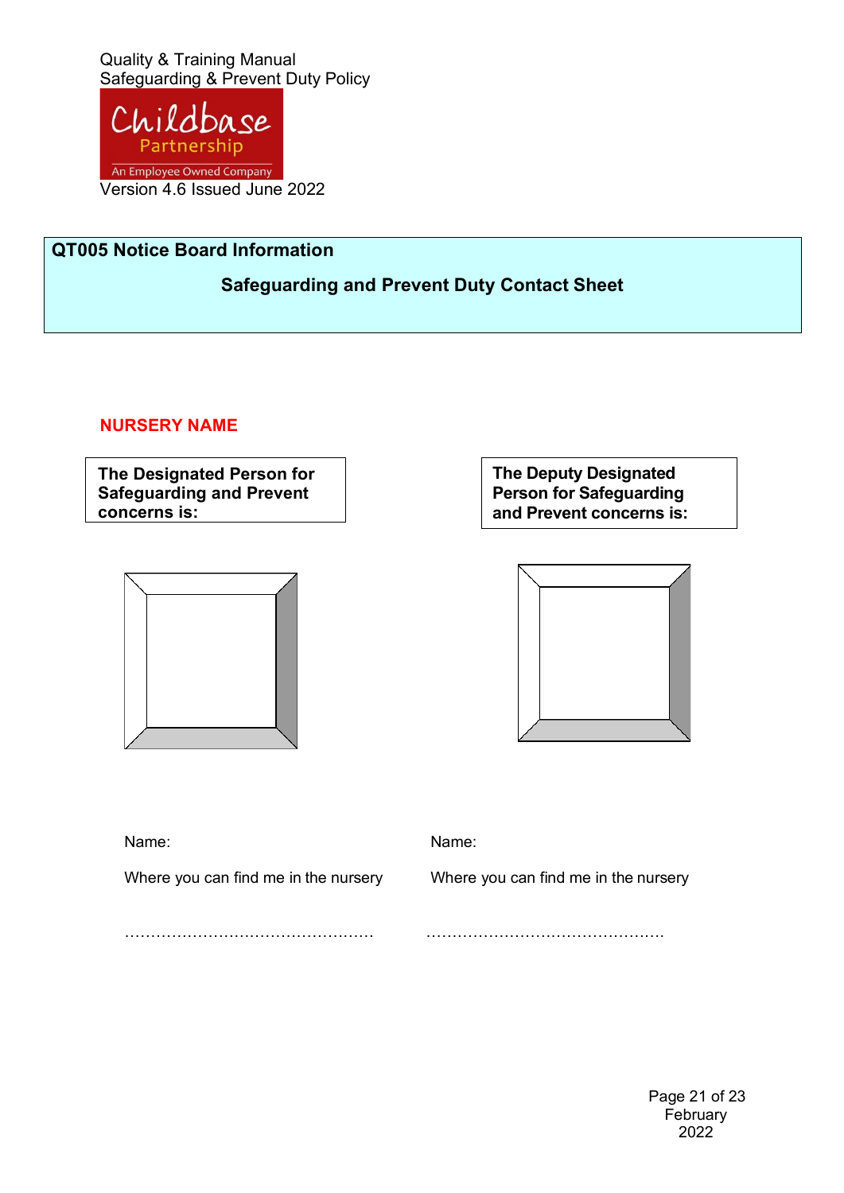Quality & Training Manual
Safeguarding & Prevent Duty Policy

Version 4.6 Issued June 2022

## QT005 Notice Board Information

### Safeguarding and Prevent Duty Contact Sheet

**NURSERY NAME**

| **The Designated Person for Safeguarding and Prevent concerns is:** | **The Deputy Designated Person for Safeguarding and Prevent concerns is:** |
|---|---|
| Name: | Name: |
| Where you can find me in the nursery | Where you can find me in the nursery |
| ………………………………………… | ……………………………………… |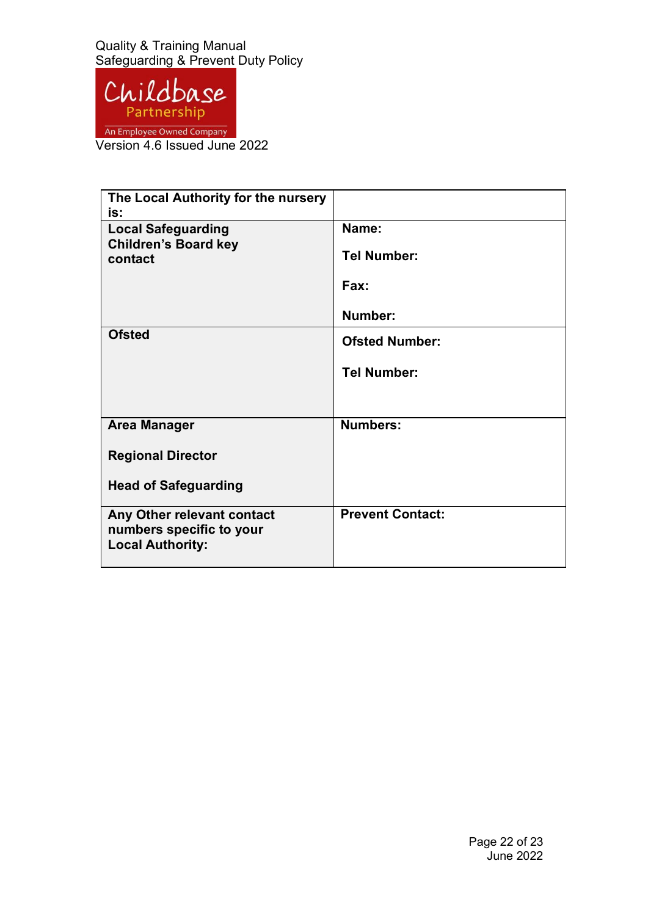| The Local Authority for the nursery is: | |
|---|---|
| **Local Safeguarding Children's Board key contact** | **Name:**<br><br>**Tel Number:**<br><br>**Fax:**<br><br>**Number:** |
| **Ofsted** | **Ofsted Number:**<br><br>**Tel Number:** |
| **Area Manager**<br><br>**Regional Director**<br><br>**Head of Safeguarding** | **Numbers:** |
| **Any Other relevant contact numbers specific to your Local Authority:** | **Prevent Contact:** |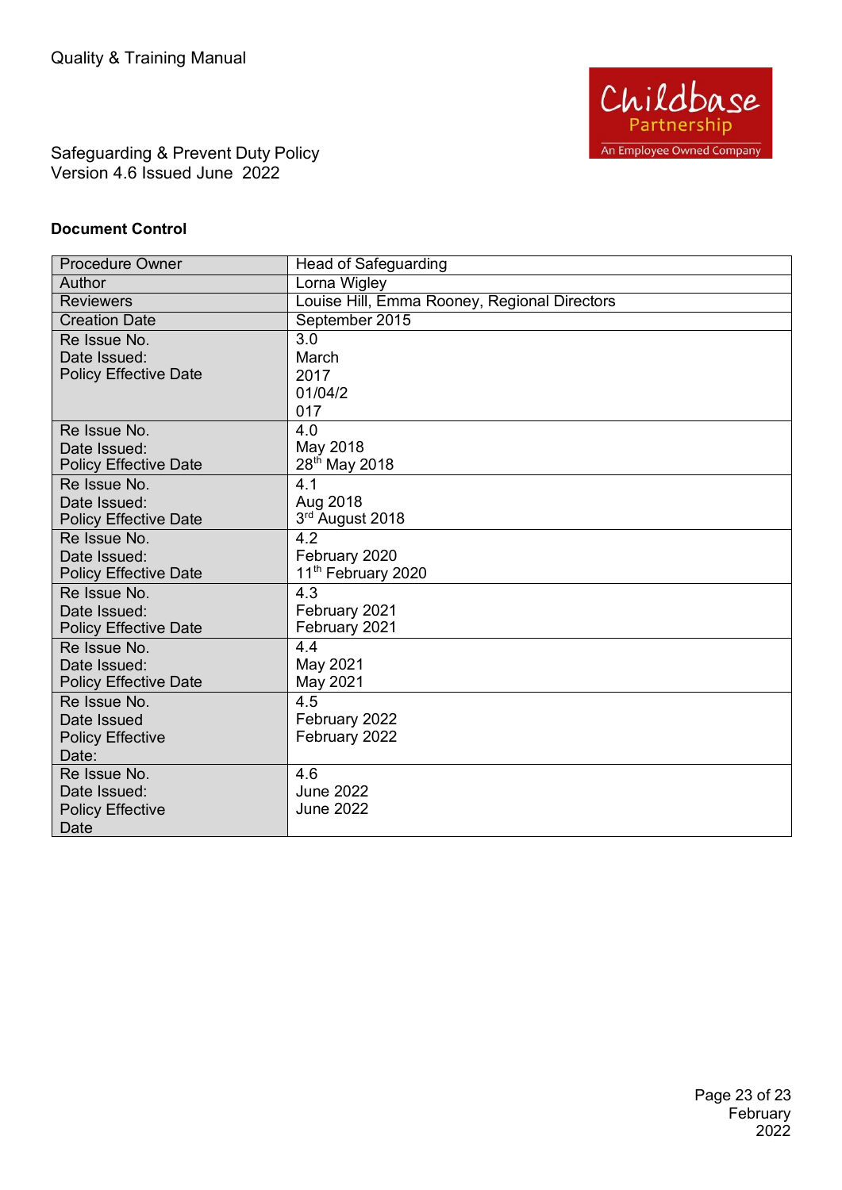Quality & Training Manual

Safeguarding & Prevent Duty Policy
Version 4.6 Issued June 2022

**Document Control**

| | |
|---|---|
| Procedure Owner | Head of Safeguarding |
| Author | Lorna Wigley |
| Reviewers | Louise Hill, Emma Rooney, Regional Directors |
| Creation Date | September 2015 |
| Re Issue No.<br>Date Issued:<br>Policy Effective Date | 3.0<br>March 2017<br>01/04/2017 |
| Re Issue No.<br>Date Issued:<br>Policy Effective Date | 4.0<br>May 2018<br>28th May 2018 |
| Re Issue No.<br>Date Issued:<br>Policy Effective Date | 4.1<br>Aug 2018<br>3rd August 2018 |
| Re Issue No.<br>Date Issued:<br>Policy Effective Date | 4.2<br>February 2020<br>11th February 2020 |
| Re Issue No.<br>Date Issued:<br>Policy Effective Date | 4.3<br>February 2021<br>February 2021 |
| Re Issue No.<br>Date Issued:<br>Policy Effective Date | 4.4<br>May 2021<br>May 2021 |
| Re Issue No.<br>Date Issued<br>Policy Effective Date: | 4.5<br>February 2022<br>February 2022 |
| Re Issue No.<br>Date Issued:<br>Policy Effective Date | 4.6<br>June 2022<br>June 2022 |